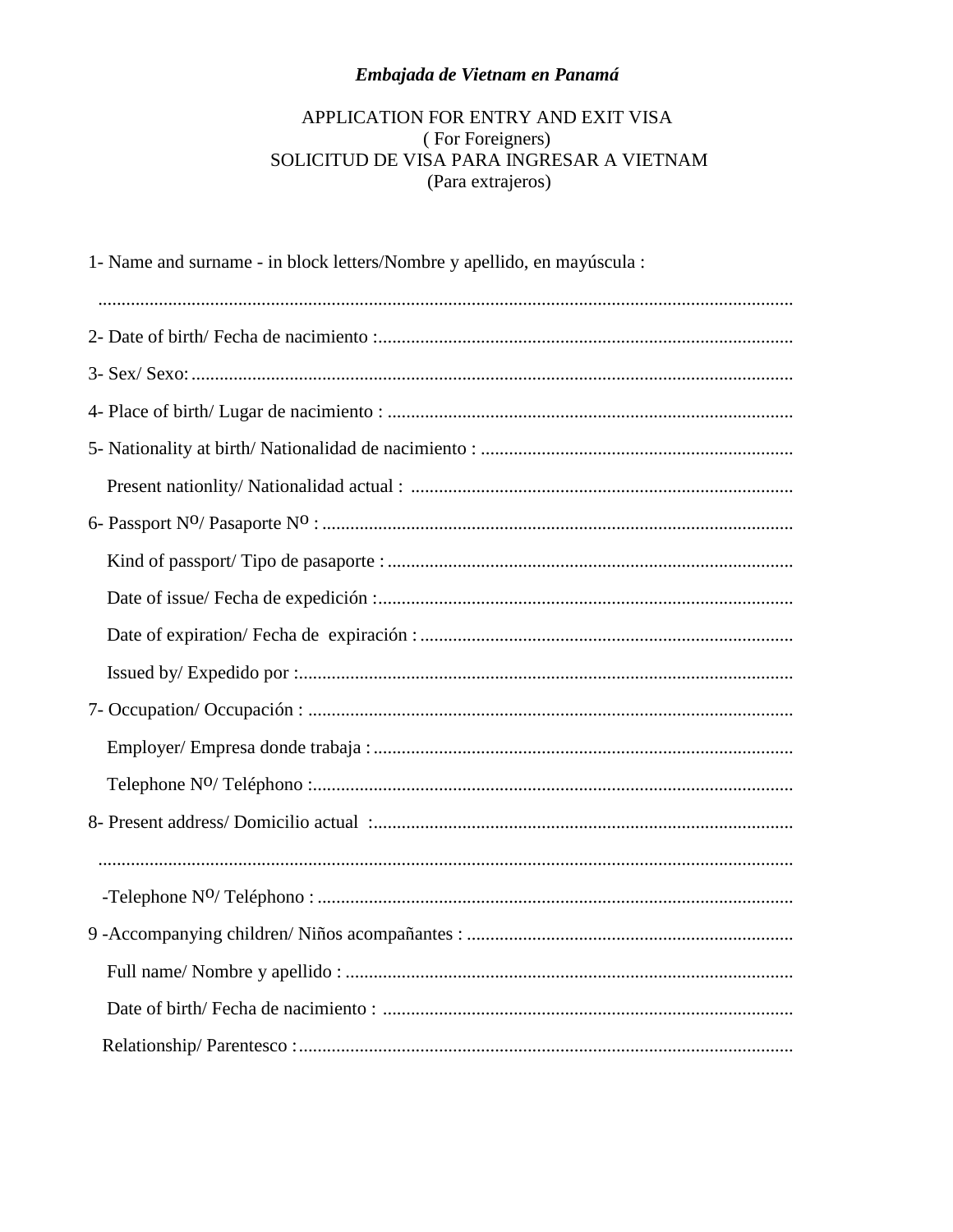*Embajada de Vietnam en Panamá*

APPLICATION FOR ENTRY AND EXIT VISA
( For Foreigners)
SOLICITUD DE VISA PARA INGRESAR A VIETNAM
(Para extrajeros)

1- Name and surname - in block letters/Nombre y apellido, en mayúscula :

.......................................................................................................................................

2- Date of birth/ Fecha de nacimiento :........................................................................................

3- Sex/ Sexo:................................................................................................................

4- Place of birth/ Lugar de nacimiento : ......................................................................................

5- Nationality at birth/ Nationalidad de nacimiento : ...................................................................

Present nationlity/ Nationalidad actual : .................................................................................

6- Passport Nº/ Pasaporte Nº : ....................................................................................................

Kind of passport/ Tipo de pasaporte : ......................................................................................

Date of issue/ Fecha de expedición :.........................................................................................

Date of expiration/ Fecha de expiración : ...............................................................................

Issued by/ Expedido por :.........................................................................................................

7- Occupation/ Occupación : .......................................................................................................

Employer/ Empresa donde trabaja : .........................................................................................

Telephone Nº/ Teléphono :......................................................................................................

8- Present address/ Domicilio actual :.........................................................................................

.......................................................................................................................................

-Telephone Nº/ Teléphono : .....................................................................................................

9 -Accompanying children/ Niños acompañantes : .....................................................................

Full name/ Nombre y apellido : ...............................................................................................

Date of birth/ Fecha de nacimiento : .......................................................................................

Relationship/ Parentesco :.........................................................................................................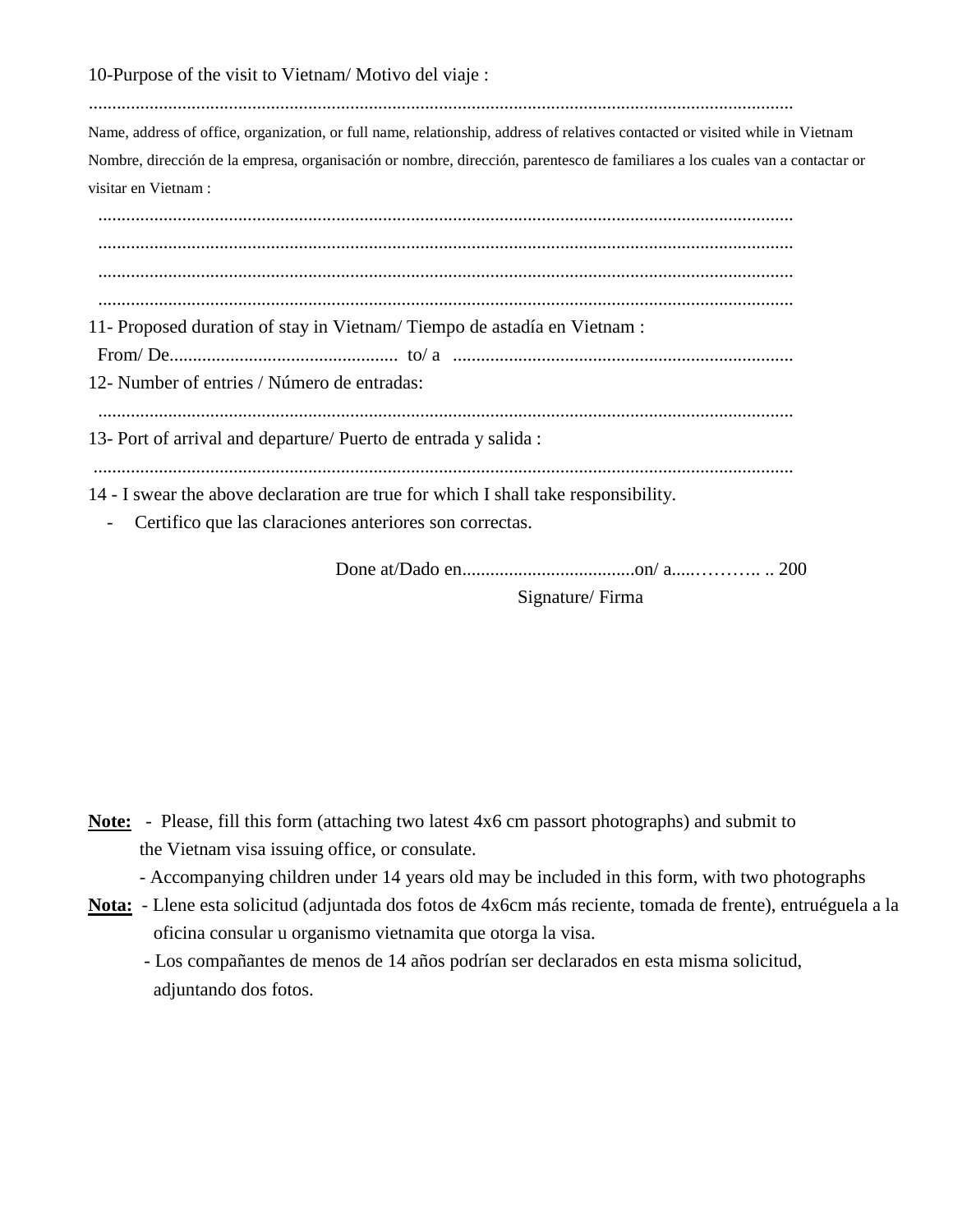10-Purpose of the visit to Vietnam/ Motivo del viaje :

.......................................................................................................................................................

Name, address of office, organization, or full name, relationship, address of relatives contacted or visited while in Vietnam

Nombre, dirección de la empresa, organisación or nombre, dirección, parentesco de familiares a los cuales van a contactar or visitar en Vietnam :

.......................................................................................................................................................

.......................................................................................................................................................

.......................................................................................................................................................

.......................................................................................................................................................

11- Proposed duration of stay in Vietnam/ Tiempo de astadía en Vietnam :

From/ De................................................. to/ a .........................................................................

12- Number of entries / Número de entradas:

.......................................................................................................................................................

13- Port of arrival and departure/ Puerto de entrada y salida :

.......................................................................................................................................................

14 - I swear the above declaration are true for which I shall take responsibility.

- Certifico que las claraciones anteriores son correctas.

Done at/Dado en.....................................on/ a.....……….. .. 200

Signature/ Firma

**Note:** - Please, fill this form (attaching two latest 4x6 cm passort photographs) and submit to the Vietnam visa issuing office, or consulate.

- Accompanying children under 14 years old may be included in this form, with two photographs

**Nota:** - Llene esta solicitud (adjuntada dos fotos de 4x6cm más reciente, tomada de frente), entruéguela a la oficina consular u organismo vietnamita que otorga la visa.

- Los compañantes de menos de 14 años podrían ser declarados en esta misma solicitud, adjuntando dos fotos.